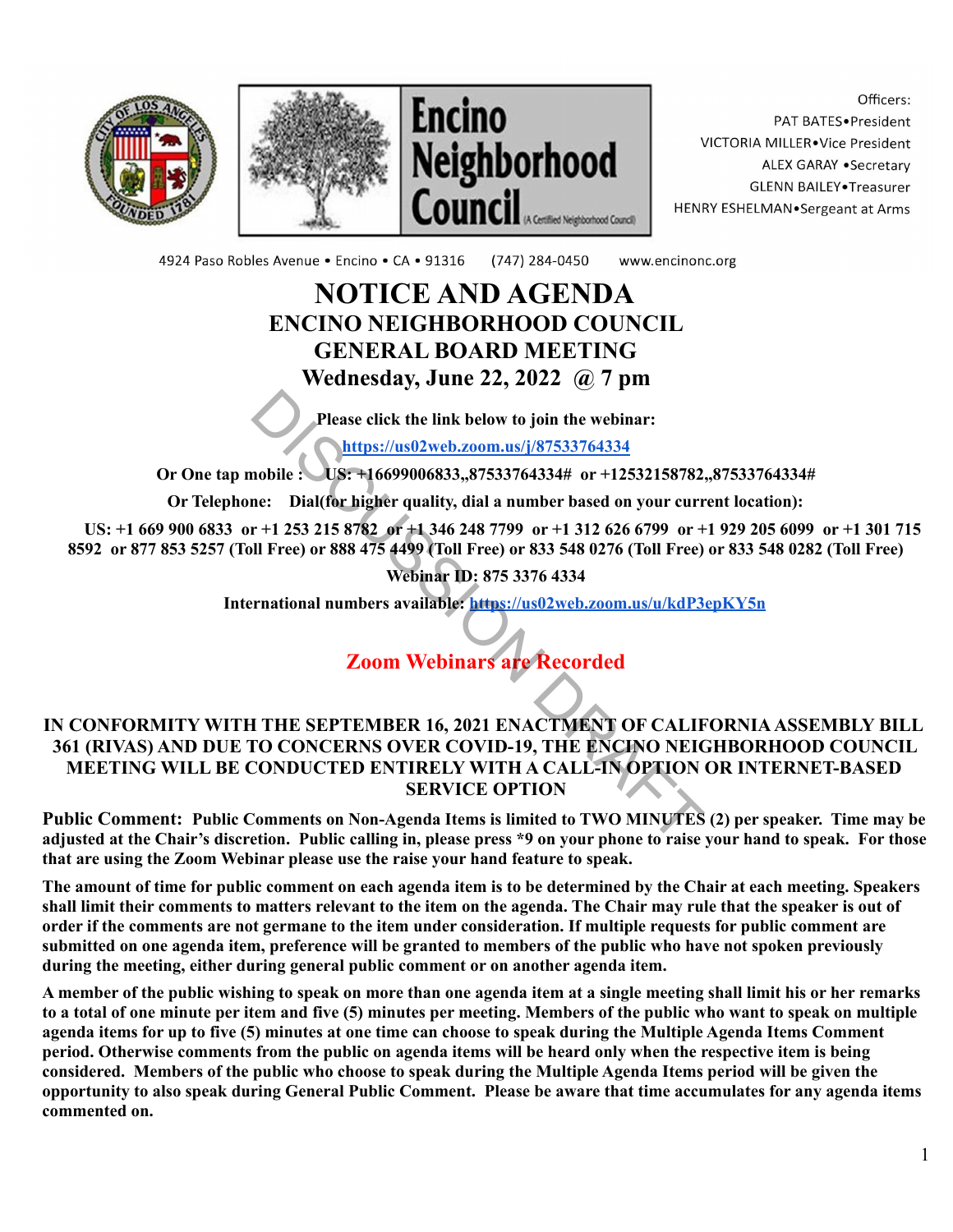Encino Neighborhood Council (A Certified Neighborhood Council)

Officers:
PAT BATES•President
VICTORIA MILLER•Vice President
ALEX GARAY •Secretary
GLENN BAILEY•Treasurer
HENRY ESHELMAN•Sergeant at Arms

4924 Paso Robles Avenue • Encino • CA • 91316 (747) 284-0450 www.encinonc.org

# NOTICE AND AGENDA
## ENCINO NEIGHBORHOOD COUNCIL
## GENERAL BOARD MEETING
## Wednesday, June 22, 2022 @ 7 pm

DISCUSSION DRAFT

**Please click the link below to join the webinar:**

**https://us02web.zoom.us/j/87533764334**

**Or One tap mobile : US: +16699006833,,87533764334# or +12532158782,,87533764334#**

**Or Telephone: Dial(for higher quality, dial a number based on your current location):**

**US: +1 669 900 6833 or +1 253 215 8782 or +1 346 248 7799 or +1 312 626 6799 or +1 929 205 6099 or +1 301 715 8592 or 877 853 5257 (Toll Free) or 888 475 4499 (Toll Free) or 833 548 0276 (Toll Free) or 833 548 0282 (Toll Free)**

**Webinar ID: 875 3376 4334**

**International numbers available: https://us02web.zoom.us/u/kdP3epKY5n**

**Zoom Webinars are Recorded**

**IN CONFORMITY WITH THE SEPTEMBER 16, 2021 ENACTMENT OF CALIFORNIA ASSEMBLY BILL 361 (RIVAS) AND DUE TO CONCERNS OVER COVID-19, THE ENCINO NEIGHBORHOOD COUNCIL MEETING WILL BE CONDUCTED ENTIRELY WITH A CALL-IN OPTION OR INTERNET-BASED SERVICE OPTION**

**Public Comment: Public Comments on Non-Agenda Items is limited to TWO MINUTES (2) per speaker. Time may be adjusted at the Chair's discretion. Public calling in, please press *9 on your phone to raise your hand to speak. For those that are using the Zoom Webinar please use the raise your hand feature to speak.**

**The amount of time for public comment on each agenda item is to be determined by the Chair at each meeting. Speakers shall limit their comments to matters relevant to the item on the agenda. The Chair may rule that the speaker is out of order if the comments are not germane to the item under consideration. If multiple requests for public comment are submitted on one agenda item, preference will be granted to members of the public who have not spoken previously during the meeting, either during general public comment or on another agenda item.**

**A member of the public wishing to speak on more than one agenda item at a single meeting shall limit his or her remarks to a total of one minute per item and five (5) minutes per meeting. Members of the public who want to speak on multiple agenda items for up to five (5) minutes at one time can choose to speak during the Multiple Agenda Items Comment period. Otherwise comments from the public on agenda items will be heard only when the respective item is being considered. Members of the public who choose to speak during the Multiple Agenda Items period will be given the opportunity to also speak during General Public Comment. Please be aware that time accumulates for any agenda items commented on.**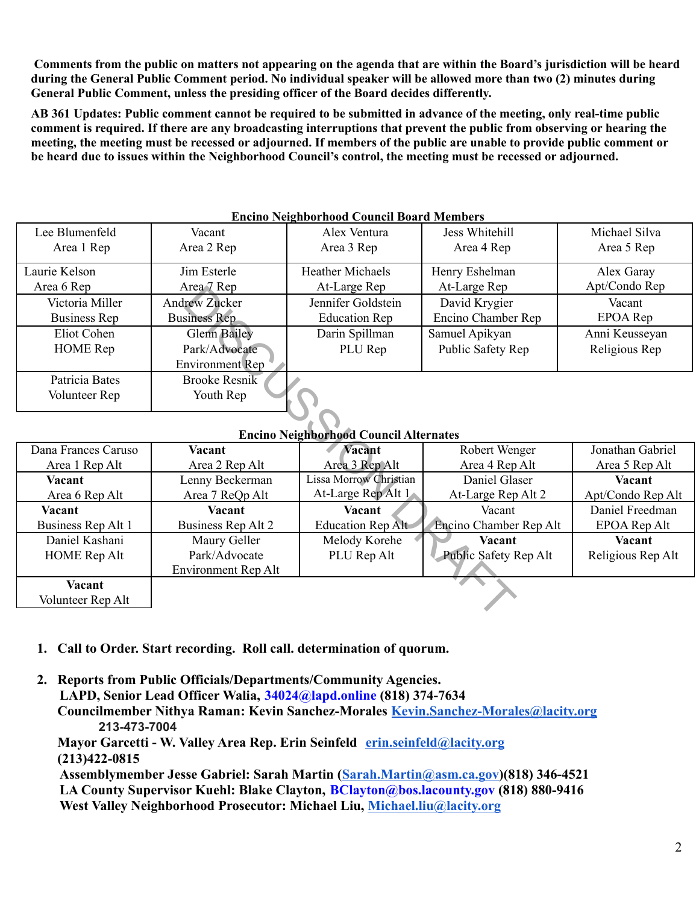**Comments from the public on matters not appearing on the agenda that are within the Board's jurisdiction will be heard during the General Public Comment period. No individual speaker will be allowed more than two (2) minutes during General Public Comment, unless the presiding officer of the Board decides differently.**

**AB 361 Updates: Public comment cannot be required to be submitted in advance of the meeting, only real-time public comment is required. If there are any broadcasting interruptions that prevent the public from observing or hearing the meeting, the meeting must be recessed or adjourned. If members of the public are unable to provide public comment or be heard due to issues within the Neighborhood Council's control, the meeting must be recessed or adjourned.**

**Encino Neighborhood Council Board Members**

| | | | | |
|---|---|---|---|---|
| Lee Blumenfeld<br>Area 1 Rep | Vacant<br>Area 2 Rep | Alex Ventura<br>Area 3 Rep | Jess Whitehill<br>Area 4 Rep | Michael Silva<br>Area 5 Rep |
| Laurie Kelson<br>Area 6 Rep | Jim Esterle<br>Area 7 Rep | Heather Michaels<br>At-Large Rep | Henry Eshelman<br>At-Large Rep | Alex Garay<br>Apt/Condo Rep |
| Victoria Miller<br>Business Rep | Andrew Zucker<br>Business Rep | Jennifer Goldstein<br>Education Rep | David Krygier<br>Encino Chamber Rep | Vacant<br>EPOA Rep |
| Eliot Cohen<br>HOME Rep | Glenn Bailey<br>Park/Advocate<br>Environment Rep | Darin Spillman<br>PLU Rep | Samuel Apikyan<br>Public Safety Rep | Anni Keusseyan<br>Religious Rep |
| Patricia Bates<br>Volunteer Rep | Brooke Resnik<br>Youth Rep | | | |

**Encino Neighborhood Council Alternates**

| | | | | |
|---|---|---|---|---|
| Dana Frances Caruso<br>Area 1 Rep Alt | **Vacant**<br>Area 2 Rep Alt | **Vacant**<br>Area 3 Rep Alt | Robert Wenger<br>Area 4 Rep Alt | Jonathan Gabriel<br>Area 5 Rep Alt |
| **Vacant**<br>Area 6 Rep Alt | Lenny Beckerman<br>Area 7 ReQp Alt | Lissa Morrow Christian<br>At-Large Rep Alt 1 | Daniel Glaser<br>At-Large Rep Alt 2 | **Vacant**<br>Apt/Condo Rep Alt |
| **Vacant**<br>Business Rep Alt 1 | **Vacant**<br>Business Rep Alt 2 | **Vacant**<br>Education Rep Alt | Vacant<br>Encino Chamber Rep Alt | Daniel Freedman<br>EPOA Rep Alt |
| Daniel Kashani<br>HOME Rep Alt | Maury Geller<br>Park/Advocate<br>Environment Rep Alt | Melody Korehe<br>PLU Rep Alt | **Vacant**<br>Public Safety Rep Alt | **Vacant**<br>Religious Rep Alt |
| **Vacant**<br>Volunteer Rep Alt | | | | |

1. **Call to Order. Start recording. Roll call. determination of quorum.**

2. **Reports from Public Officials/Departments/Community Agencies.**
   **LAPD, Senior Lead Officer Walia, 34024@lapd.online (818) 374-7634**
   **Councilmember Nithya Raman: Kevin Sanchez-Morales Kevin.Sanchez-Morales@lacity.org 213-473-7004**
   **Mayor Garcetti - W. Valley Area Rep. Erin Seinfeld erin.seinfeld@lacity.org (213)422-0815**
   **Assemblymember Jesse Gabriel: Sarah Martin (Sarah.Martin@asm.ca.gov)(818) 346-4521**
   **LA County Supervisor Kuehl: Blake Clayton, BClayton@bos.lacounty.gov (818) 880-9416**
   **West Valley Neighborhood Prosecutor: Michael Liu, Michael.liu@lacity.org**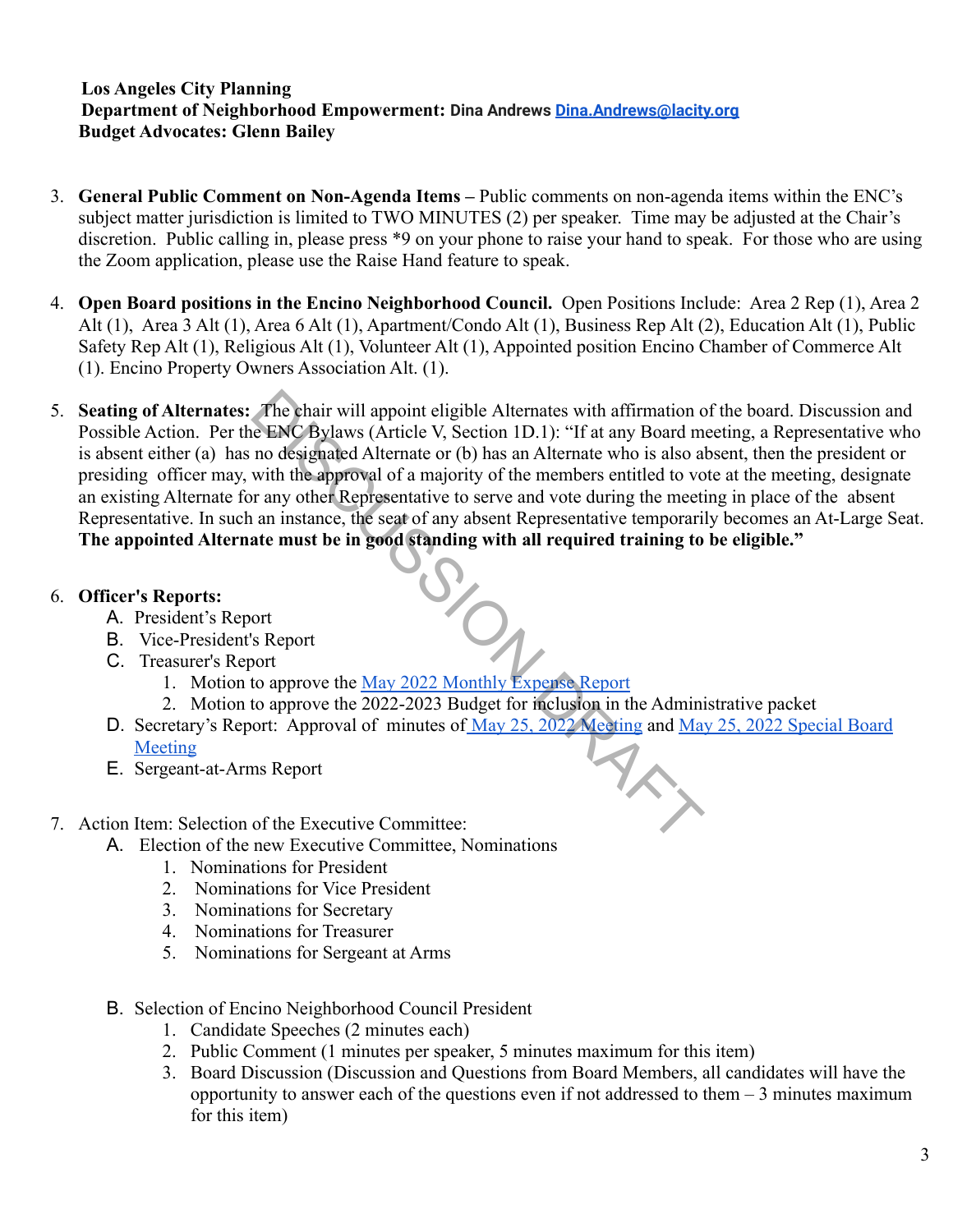**Los Angeles City Planning**
**Department of Neighborhood Empowerment:** **Dina Andrews [Dina.Andrews@lacity.org](mailto:Dina.Andrews@lacity.org)**
**Budget Advocates: Glenn Bailey**

3. **General Public Comment on Non-Agenda Items –** Public comments on non-agenda items within the ENC's subject matter jurisdiction is limited to TWO MINUTES (2) per speaker. Time may be adjusted at the Chair's discretion. Public calling in, please press *9 on your phone to raise your hand to speak. For those who are using the Zoom application, please use the Raise Hand feature to speak.

4. **Open Board positions in the Encino Neighborhood Council.** Open Positions Include: Area 2 Rep (1), Area 2 Alt (1), Area 3 Alt (1), Area 6 Alt (1), Apartment/Condo Alt (1), Business Rep Alt (2), Education Alt (1), Public Safety Rep Alt (1), Religious Alt (1), Volunteer Alt (1), Appointed position Encino Chamber of Commerce Alt (1). Encino Property Owners Association Alt. (1).

5. **Seating of Alternates:** The chair will appoint eligible Alternates with affirmation of the board. Discussion and Possible Action. Per the ENC Bylaws (Article V, Section 1D.1): "If at any Board meeting, a Representative who is absent either (a) has no designated Alternate or (b) has an Alternate who is also absent, then the president or presiding officer may, with the approval of a majority of the members entitled to vote at the meeting, designate an existing Alternate for any other Representative to serve and vote during the meeting in place of the absent Representative. In such an instance, the seat of any absent Representative temporarily becomes an At-Large Seat. **The appointed Alternate must be in good standing with all required training to be eligible."**

6. **Officer's Reports:**
   - A. President's Report
   - B. Vice-President's Report
   - C. Treasurer's Report
     1. Motion to approve the May 2022 Monthly Expense Report
     2. Motion to approve the 2022-2023 Budget for inclusion in the Administrative packet
   - D. Secretary's Report: Approval of minutes of May 25, 2022 Meeting and May 25, 2022 Special Board Meeting
   - E. Sergeant-at-Arms Report

7. Action Item: Selection of the Executive Committee:
   - A. Election of the new Executive Committee, Nominations
     1. Nominations for President
     2. Nominations for Vice President
     3. Nominations for Secretary
     4. Nominations for Treasurer
     5. Nominations for Sergeant at Arms
   - B. Selection of Encino Neighborhood Council President
     1. Candidate Speeches (2 minutes each)
     2. Public Comment (1 minutes per speaker, 5 minutes maximum for this item)
     3. Board Discussion (Discussion and Questions from Board Members, all candidates will have the opportunity to answer each of the questions even if not addressed to them – 3 minutes maximum for this item)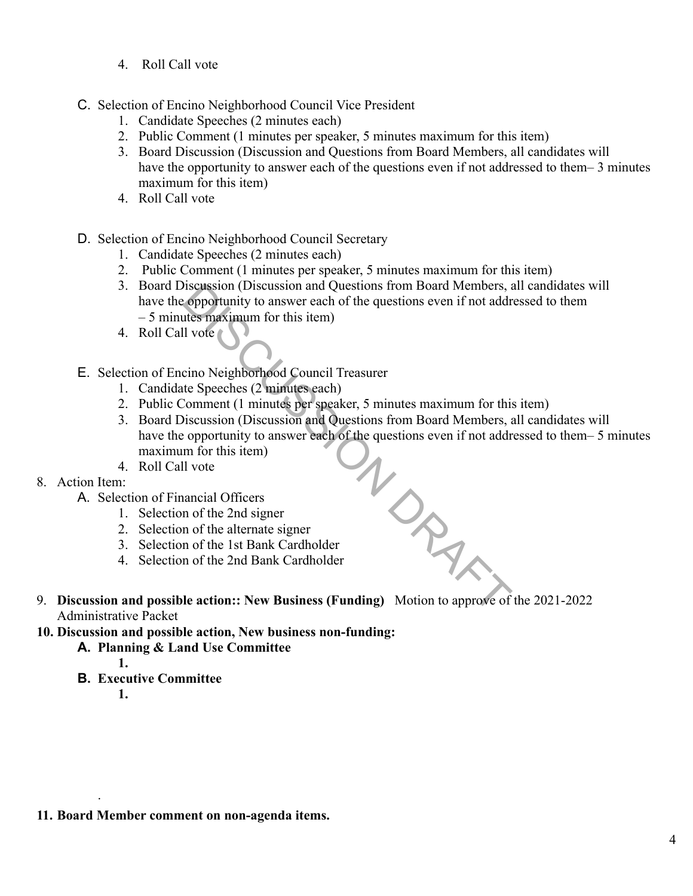4. Roll Call vote

C. Selection of Encino Neighborhood Council Vice President
   1. Candidate Speeches (2 minutes each)
   2. Public Comment (1 minutes per speaker, 5 minutes maximum for this item)
   3. Board Discussion (Discussion and Questions from Board Members, all candidates will have the opportunity to answer each of the questions even if not addressed to them– 3 minutes maximum for this item)
   4. Roll Call vote

D. Selection of Encino Neighborhood Council Secretary
   1. Candidate Speeches (2 minutes each)
   2. Public Comment (1 minutes per speaker, 5 minutes maximum for this item)
   3. Board Discussion (Discussion and Questions from Board Members, all candidates will have the opportunity to answer each of the questions even if not addressed to them – 5 minutes maximum for this item)
   4. Roll Call vote

E. Selection of Encino Neighborhood Council Treasurer
   1. Candidate Speeches (2 minutes each)
   2. Public Comment (1 minutes per speaker, 5 minutes maximum for this item)
   3. Board Discussion (Discussion and Questions from Board Members, all candidates will have the opportunity to answer each of the questions even if not addressed to them– 5 minutes maximum for this item)
   4. Roll Call vote

8. Action Item:
   A. Selection of Financial Officers
      1. Selection of the 2nd signer
      2. Selection of the alternate signer
      3. Selection of the 1st Bank Cardholder
      4. Selection of the 2nd Bank Cardholder

9. **Discussion and possible action:: New Business (Funding)** Motion to approve of the 2021-2022 Administrative Packet

**10. Discussion and possible action, New business non-funding:**

   **A. Planning & Land Use Committee**

      **1.**

   **B. Executive Committee**

      **1.**

.

**11. Board Member comment on non-agenda items.**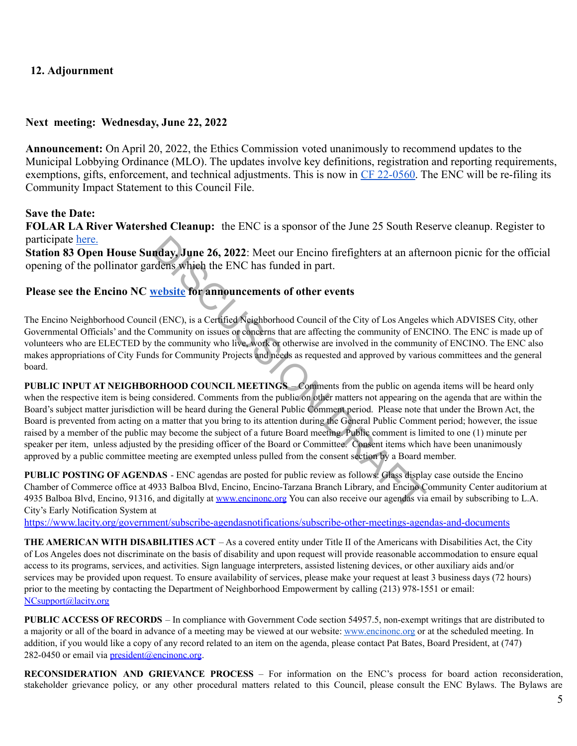**12. Adjournment**

**Next meeting: Wednesday, June 22, 2022**

**Announcement:** On April 20, 2022, the Ethics Commission voted unanimously to recommend updates to the Municipal Lobbying Ordinance (MLO). The updates involve key definitions, registration and reporting requirements, exemptions, gifts, enforcement, and technical adjustments. This is now in [CF 22-0560](). The ENC will be re-filing its Community Impact Statement to this Council File.

**Save the Date:**

**FOLAR LA River Watershed Cleanup:** the ENC is a sponsor of the June 25 South Reserve cleanup. Register to participate [here.]()

**Station 83 Open House Sunday, June 26, 2022**: Meet our Encino firefighters at an afternoon picnic for the official opening of the pollinator gardens which the ENC has funded in part.

**Please see the Encino NC [website]() for announcements of other events**

The Encino Neighborhood Council (ENC), is a Certified Neighborhood Council of the City of Los Angeles which ADVISES City, other Governmental Officials' and the Community on issues or concerns that are affecting the community of ENCINO. The ENC is made up of volunteers who are ELECTED by the community who live, work or otherwise are involved in the community of ENCINO. The ENC also makes appropriations of City Funds for Community Projects and needs as requested and approved by various committees and the general board.

**PUBLIC INPUT AT NEIGHBORHOOD COUNCIL MEETINGS** – Comments from the public on agenda items will be heard only when the respective item is being considered. Comments from the public on other matters not appearing on the agenda that are within the Board's subject matter jurisdiction will be heard during the General Public Comment period. Please note that under the Brown Act, the Board is prevented from acting on a matter that you bring to its attention during the General Public Comment period; however, the issue raised by a member of the public may become the subject of a future Board meeting. Public comment is limited to one (1) minute per speaker per item, unless adjusted by the presiding officer of the Board or Committee. Consent items which have been unanimously approved by a public committee meeting are exempted unless pulled from the consent section by a Board member.

**PUBLIC POSTING OF AGENDAS** - ENC agendas are posted for public review as follows: Glass display case outside the Encino Chamber of Commerce office at 4933 Balboa Blvd, Encino, Encino-Tarzana Branch Library, and Encino Community Center auditorium at 4935 Balboa Blvd, Encino, 91316, and digitally at [www.encinonc.org]() You can also receive our agendas via email by subscribing to L.A. City's Early Notification System at [https://www.lacity.org/government/subscribe-agendasnotifications/subscribe-other-meetings-agendas-and-documents]()

**THE AMERICAN WITH DISABILITIES ACT** – As a covered entity under Title II of the Americans with Disabilities Act, the City of Los Angeles does not discriminate on the basis of disability and upon request will provide reasonable accommodation to ensure equal access to its programs, services, and activities. Sign language interpreters, assisted listening devices, or other auxiliary aids and/or services may be provided upon request. To ensure availability of services, please make your request at least 3 business days (72 hours) prior to the meeting by contacting the Department of Neighborhood Empowerment by calling (213) 978-1551 or email: [NCsupport@lacity.org]()

**PUBLIC ACCESS OF RECORDS** – In compliance with Government Code section 54957.5, non-exempt writings that are distributed to a majority or all of the board in advance of a meeting may be viewed at our website: [www.encinonc.org]() or at the scheduled meeting. In addition, if you would like a copy of any record related to an item on the agenda, please contact Pat Bates, Board President, at (747) 282-0450 or email via [president@encinonc.org]().

**RECONSIDERATION AND GRIEVANCE PROCESS** – For information on the ENC's process for board action reconsideration, stakeholder grievance policy, or any other procedural matters related to this Council, please consult the ENC Bylaws. The Bylaws are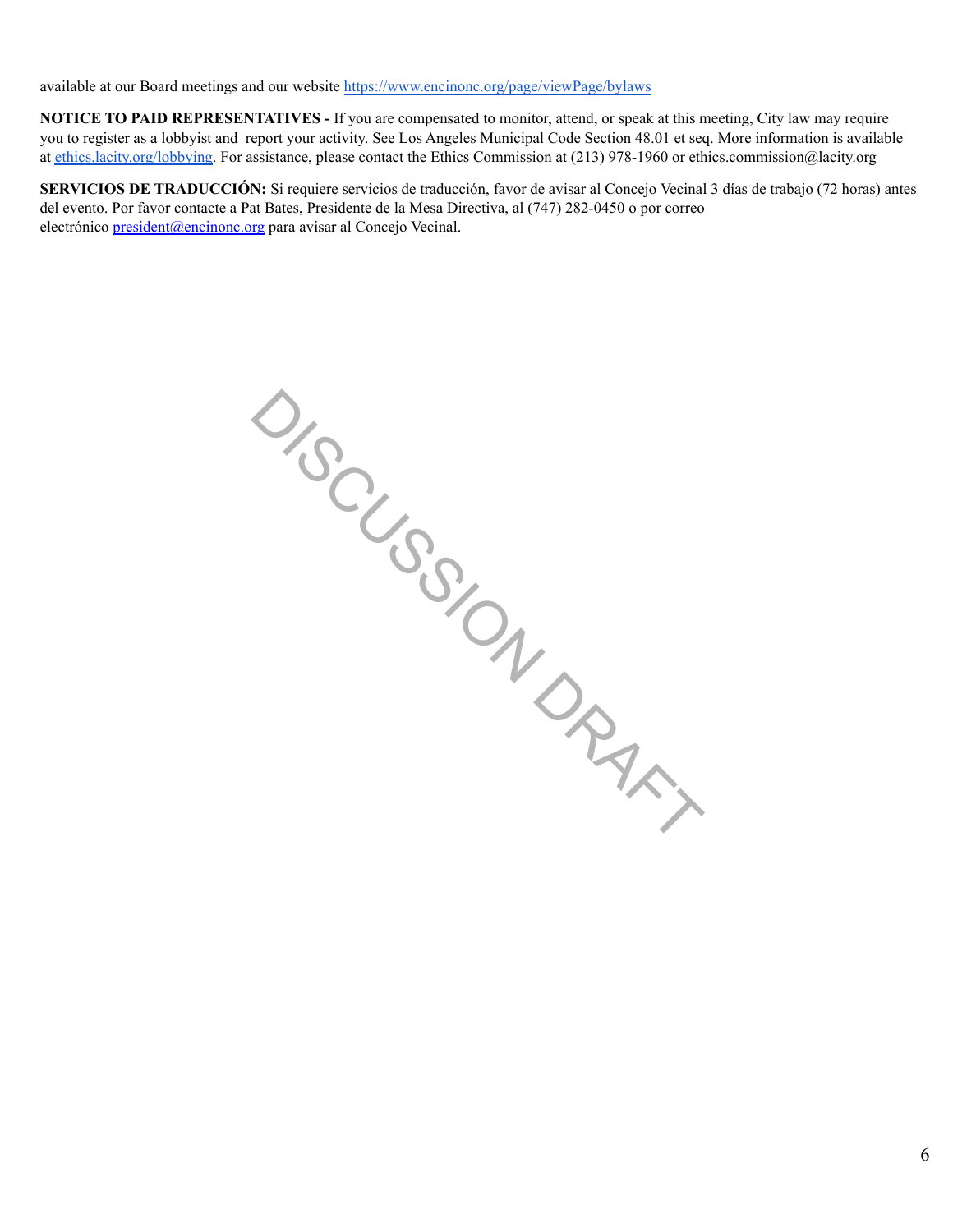available at our Board meetings and our website [https://www.encinonc.org/page/viewPage/bylaws](https://www.encinonc.org/page/viewPage/bylaws)

**NOTICE TO PAID REPRESENTATIVES -** If you are compensated to monitor, attend, or speak at this meeting, City law may require you to register as a lobbyist and report your activity. See Los Angeles Municipal Code Section 48.01 et seq. More information is available at [ethics.lacity.org/lobbying](ethics.lacity.org/lobbying). For assistance, please contact the Ethics Commission at (213) 978-1960 or ethics.commission@lacity.org

**SERVICIOS DE TRADUCCIÓN:** Si requiere servicios de traducción, favor de avisar al Concejo Vecinal 3 días de trabajo (72 horas) antes del evento. Por favor contacte a Pat Bates, Presidente de la Mesa Directiva, al (747) 282-0450 o por correo electrónico [president@encinonc.org](mailto:president@encinonc.org) para avisar al Concejo Vecinal.

DISCUSSION DRAFT